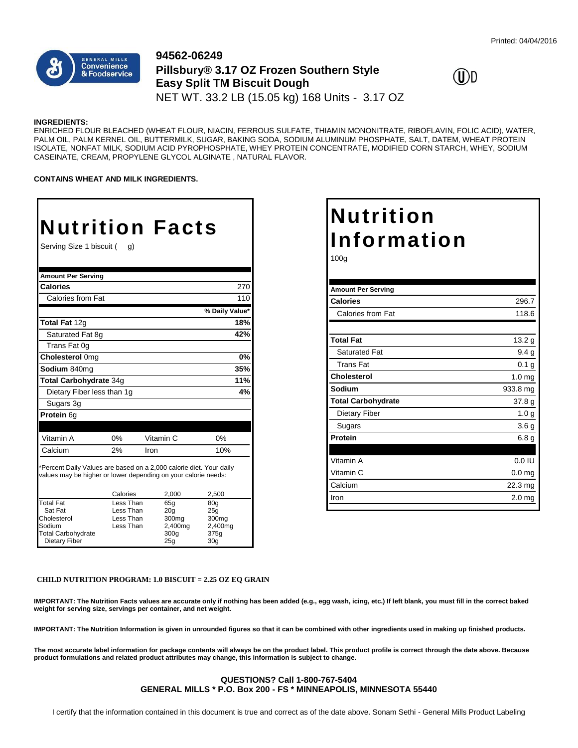Printed: 04/04/2016

GENERAL MILLS Convenience & Foodservice

# 94562-06249
# Pillsbury® 3.17 OZ Frozen Southern Style Easy Split TM Biscuit Dough

NET WT. 33.2 LB (15.05 kg) 168 Units - 3.17 OZ

**INGREDIENTS:**
ENRICHED FLOUR BLEACHED (WHEAT FLOUR, NIACIN, FERROUS SULFATE, THIAMIN MONONITRATE, RIBOFLAVIN, FOLIC ACID), WATER, PALM OIL, PALM KERNEL OIL, BUTTERMILK, SUGAR, BAKING SODA, SODIUM ALUMINUM PHOSPHATE, SALT, DATEM, WHEAT PROTEIN ISOLATE, NONFAT MILK, SODIUM ACID PYROPHOSPHATE, WHEY PROTEIN CONCENTRATE, MODIFIED CORN STARCH, WHEY, SODIUM CASEINATE, CREAM, PROPYLENE GLYCOL ALGINATE , NATURAL FLAVOR.

**CONTAINS WHEAT AND MILK INGREDIENTS.**

## Nutrition Facts

Serving Size 1 biscuit ( g)

| Amount Per Serving | |
|---|---|
| **Calories** | 270 |
| Calories from Fat | 110 |
| | **% Daily Value*** |
| **Total Fat** 12g | **18%** |
| Saturated Fat 8g | **42%** |
| Trans Fat 0g | |
| **Cholesterol** 0mg | **0%** |
| **Sodium** 840mg | **35%** |
| **Total Carbohydrate** 34g | **11%** |
| Dietary Fiber less than 1g | **4%** |
| Sugars 3g | |
| **Protein** 6g | |

| Vitamin A | 0% | Vitamin C | 0% |
|---|---|---|---|
| Calcium | 2% | Iron | 10% |

*Percent Daily Values are based on a 2,000 calorie diet. Your daily values may be higher or lower depending on your calorie needs:

| | Calories | 2,000 | 2,500 |
|---|---|---|---|
| Total Fat | Less Than | 65g | 80g |
| Sat Fat | Less Than | 20g | 25g |
| Cholesterol | Less Than | 300mg | 300mg |
| Sodium | Less Than | 2,400mg | 2,400mg |
| Total Carbohydrate | | 300g | 375g |
| Dietary Fiber | | 25g | 30g |

## Nutrition Information

100g

| Amount Per Serving | |
|---|---|
| **Calories** | 296.7 |
| Calories from Fat | 118.6 |
| **Total Fat** | 13.2 g |
| Saturated Fat | 9.4 g |
| Trans Fat | 0.1 g |
| **Cholesterol** | 1.0 mg |
| **Sodium** | 933.8 mg |
| **Total Carbohydrate** | 37.8 g |
| Dietary Fiber | 1.0 g |
| Sugars | 3.6 g |
| **Protein** | 6.8 g |
| Vitamin A | 0.0 IU |
| Vitamin C | 0.0 mg |
| Calcium | 22.3 mg |
| Iron | 2.0 mg |

**CHILD NUTRITION PROGRAM: 1.0 BISCUIT = 2.25 OZ EQ GRAIN**

**IMPORTANT: The Nutrition Facts values are accurate only if nothing has been added (e.g., egg wash, icing, etc.) If left blank, you must fill in the correct baked weight for serving size, servings per container, and net weight.**

**IMPORTANT: The Nutrition Information is given in unrounded figures so that it can be combined with other ingredients used in making up finished products.**

**The most accurate label information for package contents will always be on the product label. This product profile is correct through the date above. Because product formulations and related product attributes may change, this information is subject to change.**

**QUESTIONS? Call 1-800-767-5404**
**GENERAL MILLS * P.O. Box 200 - FS * MINNEAPOLIS, MINNESOTA 55440**

I certify that the information contained in this document is true and correct as of the date above. Sonam Sethi - General Mills Product Labeling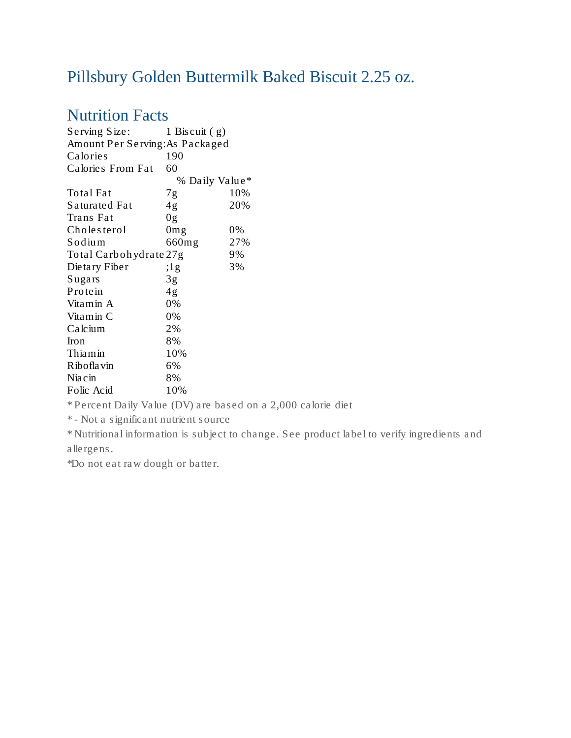# Pillsbury Golden Buttermilk Baked Biscuit 2.25 oz.

## Nutrition Facts

| | | |
|---|---|---|
| Serving Size: | 1 Biscuit ( g) | |
| Amount Per Serving: | As Packaged | |
| Calories | 190 | |
| Calories From Fat | 60 | |
| | % Daily Value* | |
| Total Fat | 7g | 10% |
| Saturated Fat | 4g | 20% |
| Trans Fat | 0g | |
| Cholesterol | 0mg | 0% |
| Sodium | 660mg | 27% |
| Total Carbohydrate | 27g | 9% |
| Dietary Fiber | ;1g | 3% |
| Sugars | 3g | |
| Protein | 4g | |
| Vitamin A | 0% | |
| Vitamin C | 0% | |
| Calcium | 2% | |
| Iron | 8% | |
| Thiamin | 10% | |
| Riboflavin | 6% | |
| Niacin | 8% | |
| Folic Acid | 10% | |

* Percent Daily Value (DV) are based on a 2,000 calorie diet

* - Not a significant nutrient source

* Nutritional information is subject to change. See product label to verify ingredients and allergens.

*Do not eat raw dough or batter.